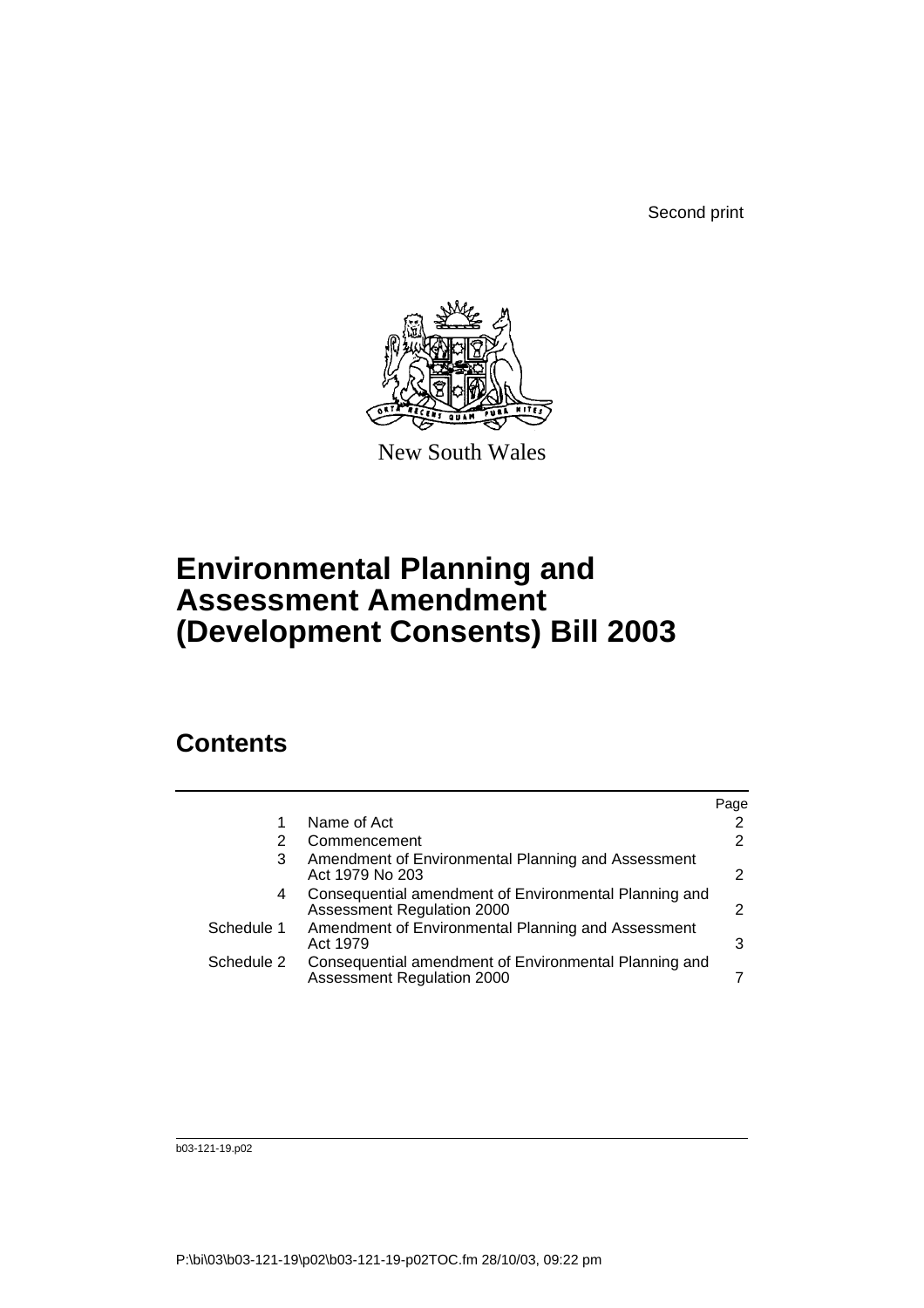Second print

New South Wales

# Environmental Planning and Assessment Amendment (Development Consents) Bill 2003

## Contents

| | | Page |
|---|---|---|
| 1 | Name of Act | 2 |
| 2 | Commencement | 2 |
| 3 | Amendment of Environmental Planning and Assessment Act 1979 No 203 | 2 |
| 4 | Consequential amendment of Environmental Planning and Assessment Regulation 2000 | 2 |
| Schedule 1 | Amendment of Environmental Planning and Assessment Act 1979 | 3 |
| Schedule 2 | Consequential amendment of Environmental Planning and Assessment Regulation 2000 | 7 |

b03-121-19.p02

P:\bi\03\b03-121-19\p02\b03-121-19-p02TOC.fm 28/10/03, 09:22 pm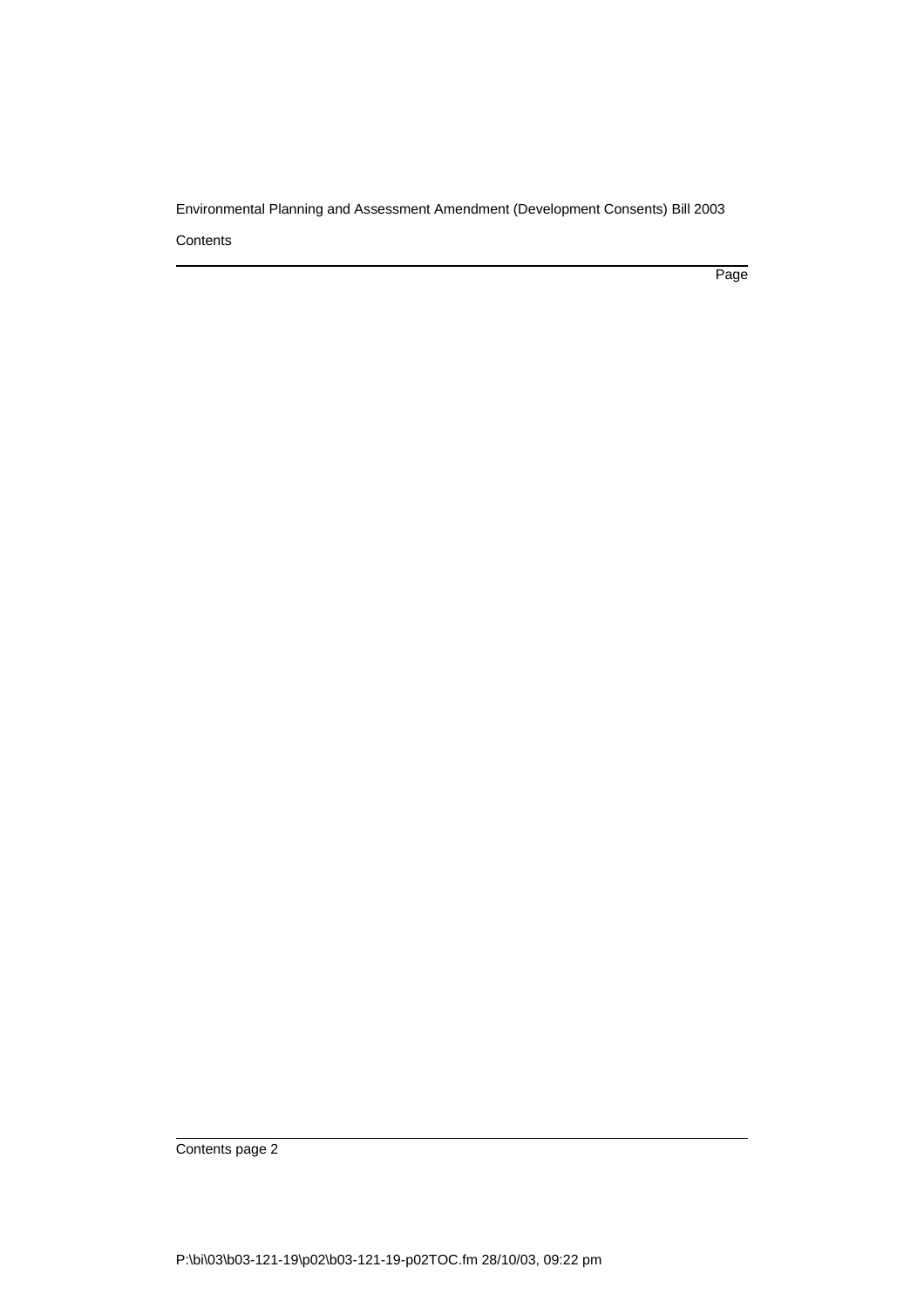Contents

Page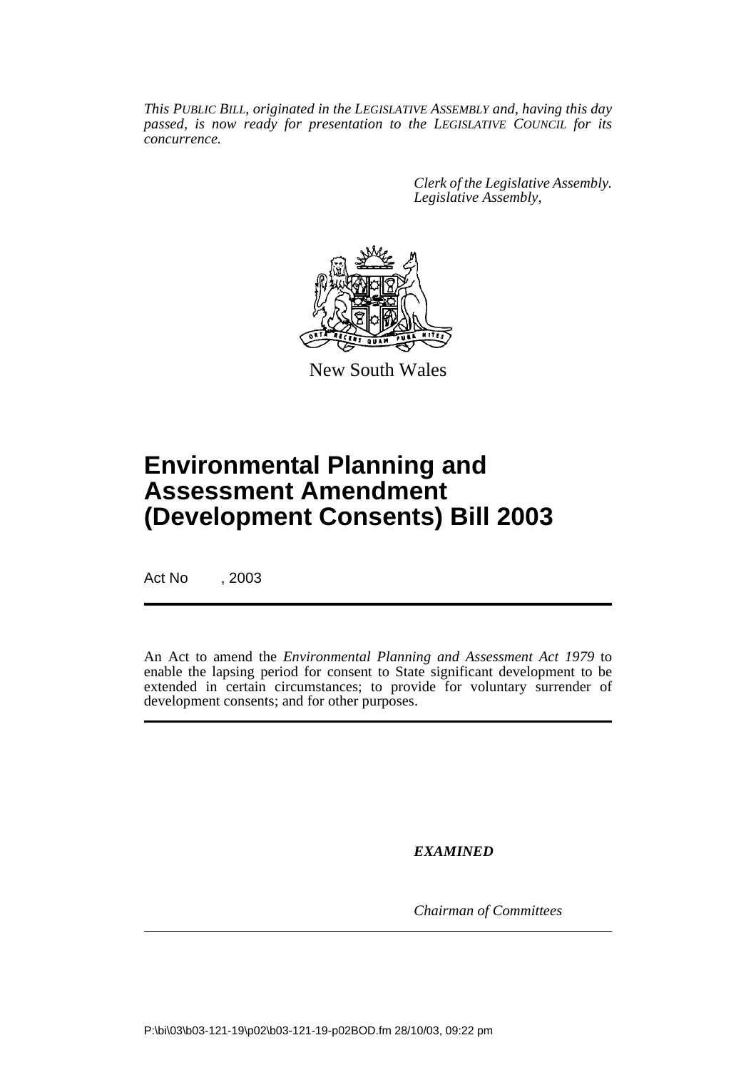*This PUBLIC BILL, originated in the LEGISLATIVE ASSEMBLY and, having this day passed, is now ready for presentation to the LEGISLATIVE COUNCIL for its concurrence.*

*Clerk of the Legislative Assembly.*
*Legislative Assembly,*

New South Wales

# Environmental Planning and Assessment Amendment (Development Consents) Bill 2003

Act No , 2003

An Act to amend the *Environmental Planning and Assessment Act 1979* to enable the lapsing period for consent to State significant development to be extended in certain circumstances; to provide for voluntary surrender of development consents; and for other purposes.

***EXAMINED***

*Chairman of Committees*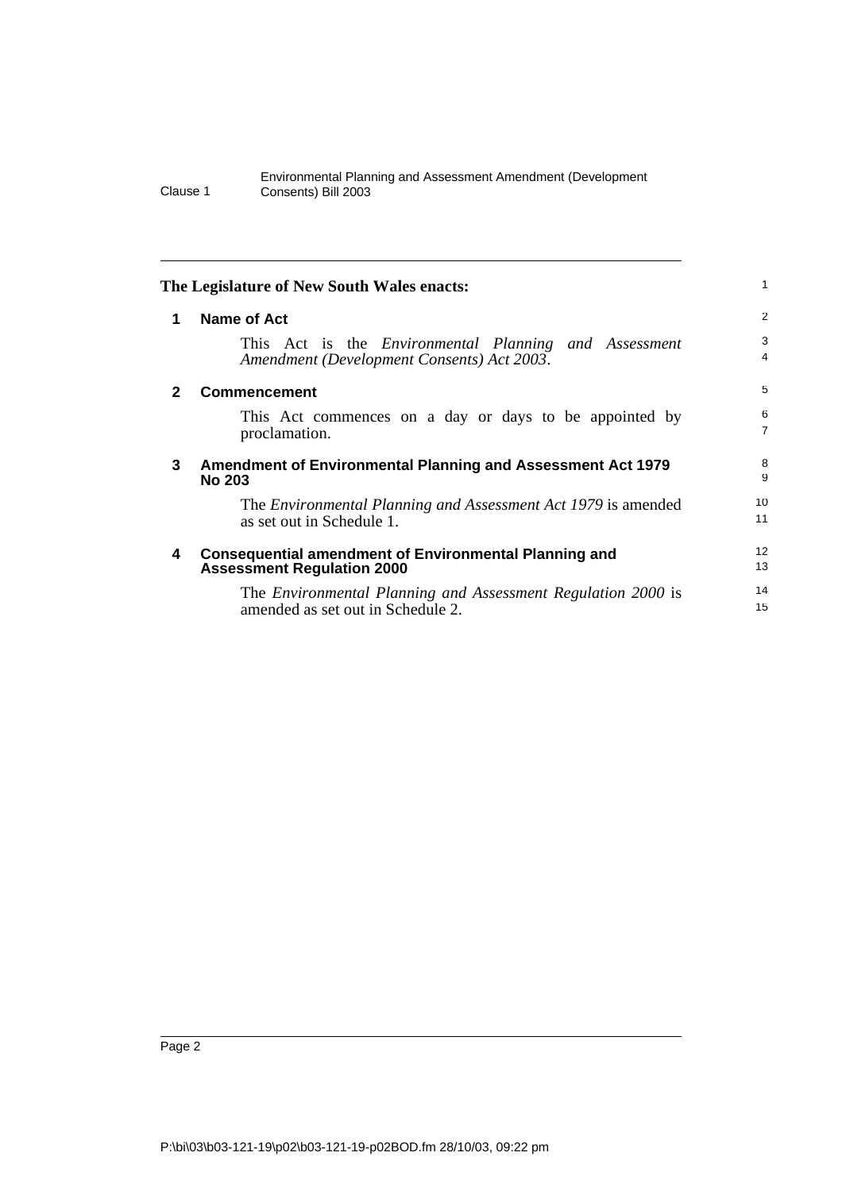**The Legislature of New South Wales enacts:**

## 1 Name of Act

This Act is the *Environmental Planning and Assessment Amendment (Development Consents) Act 2003*.

## 2 Commencement

This Act commences on a day or days to be appointed by proclamation.

## 3 Amendment of Environmental Planning and Assessment Act 1979 No 203

The *Environmental Planning and Assessment Act 1979* is amended as set out in Schedule 1.

## 4 Consequential amendment of Environmental Planning and Assessment Regulation 2000

The *Environmental Planning and Assessment Regulation 2000* is amended as set out in Schedule 2.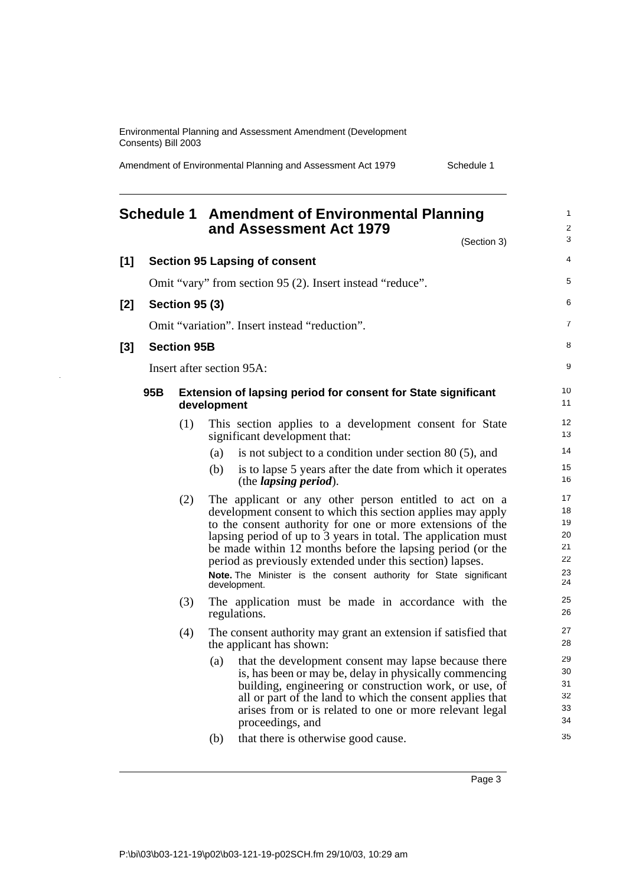## Schedule 1 Amendment of Environmental Planning and Assessment Act 1979

(Section 3)

### [1] Section 95 Lapsing of consent

Omit "vary" from section 95 (2). Insert instead "reduce".

### [2] Section 95 (3)

Omit "variation". Insert instead "reduction".

### [3] Section 95B

Insert after section 95A:

#### 95B Extension of lapsing period for consent for State significant development

(1) This section applies to a development consent for State significant development that:

- (a) is not subject to a condition under section 80 (5), and
- (b) is to lapse 5 years after the date from which it operates (the ***lapsing period***).

(2) The applicant or any other person entitled to act on a development consent to which this section applies may apply to the consent authority for one or more extensions of the lapsing period of up to 3 years in total. The application must be made within 12 months before the lapsing period (or the period as previously extended under this section) lapses.

**Note.** The Minister is the consent authority for State significant development.

(3) The application must be made in accordance with the regulations.

(4) The consent authority may grant an extension if satisfied that the applicant has shown:

- (a) that the development consent may lapse because there is, has been or may be, delay in physically commencing building, engineering or construction work, or use, of all or part of the land to which the consent applies that arises from or is related to one or more relevant legal proceedings, and
- (b) that there is otherwise good cause.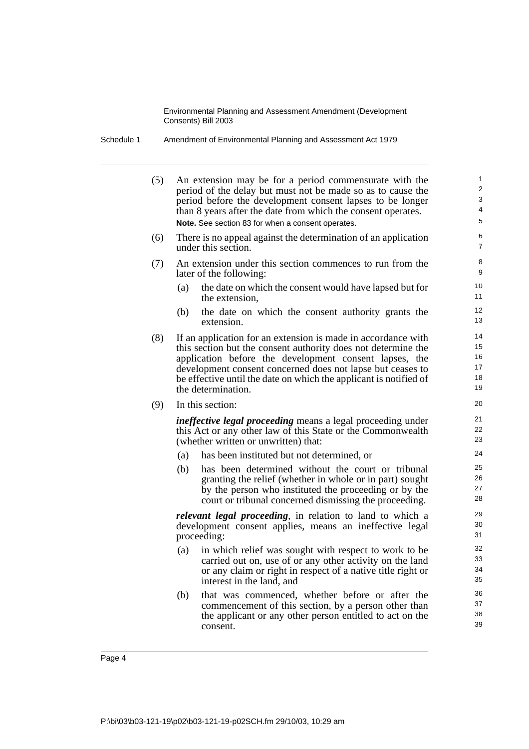(5) An extension may be for a period commensurate with the period of the delay but must not be made so as to cause the period before the development consent lapses to be longer than 8 years after the date from which the consent operates.

**Note.** See section 83 for when a consent operates.

(6) There is no appeal against the determination of an application under this section.

(7) An extension under this section commences to run from the later of the following:

(a) the date on which the consent would have lapsed but for the extension,

(b) the date on which the consent authority grants the extension.

(8) If an application for an extension is made in accordance with this section but the consent authority does not determine the application before the development consent lapses, the development consent concerned does not lapse but ceases to be effective until the date on which the applicant is notified of the determination.

(9) In this section:

***ineffective legal proceeding*** means a legal proceeding under this Act or any other law of this State or the Commonwealth (whether written or unwritten) that:

(a) has been instituted but not determined, or

(b) has been determined without the court or tribunal granting the relief (whether in whole or in part) sought by the person who instituted the proceeding or by the court or tribunal concerned dismissing the proceeding.

***relevant legal proceeding***, in relation to land to which a development consent applies, means an ineffective legal proceeding:

(a) in which relief was sought with respect to work to be carried out on, use of or any other activity on the land or any claim or right in respect of a native title right or interest in the land, and

(b) that was commenced, whether before or after the commencement of this section, by a person other than the applicant or any other person entitled to act on the consent.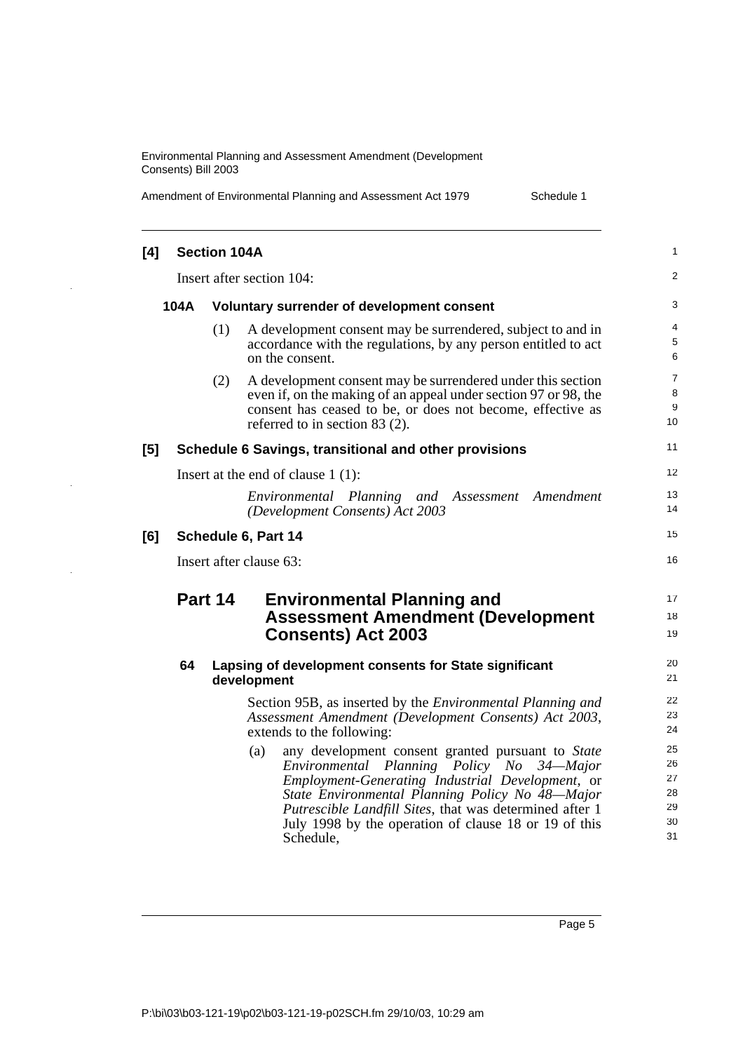**[4] Section 104A**

Insert after section 104:

**104A Voluntary surrender of development consent**

(1) A development consent may be surrendered, subject to and in accordance with the regulations, by any person entitled to act on the consent.

(2) A development consent may be surrendered under this section even if, on the making of an appeal under section 97 or 98, the consent has ceased to be, or does not become, effective as referred to in section 83 (2).

**[5] Schedule 6 Savings, transitional and other provisions**

Insert at the end of clause 1 (1):

*Environmental Planning and Assessment Amendment (Development Consents) Act 2003*

**[6] Schedule 6, Part 14**

Insert after clause 63:

## Part 14 Environmental Planning and Assessment Amendment (Development Consents) Act 2003

**64 Lapsing of development consents for State significant development**

Section 95B, as inserted by the *Environmental Planning and Assessment Amendment (Development Consents) Act 2003*, extends to the following:

(a) any development consent granted pursuant to *State Environmental Planning Policy No 34—Major Employment-Generating Industrial Development*, or *State Environmental Planning Policy No 48—Major Putrescible Landfill Sites*, that was determined after 1 July 1998 by the operation of clause 18 or 19 of this Schedule,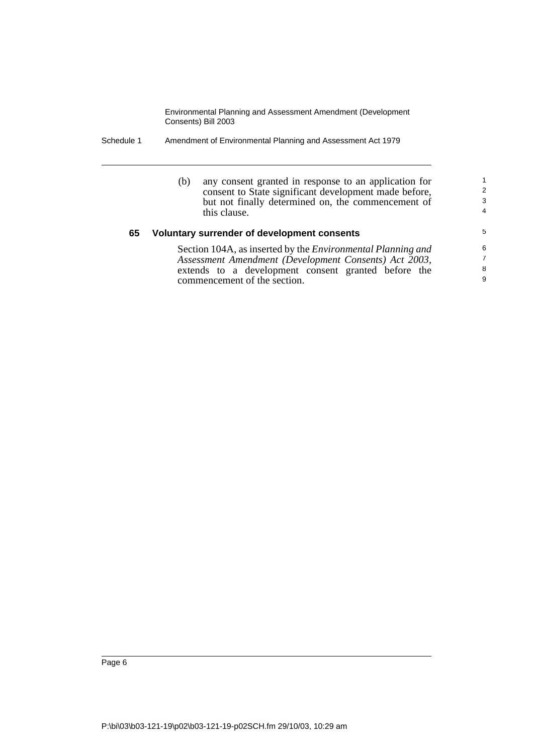(b) any consent granted in response to an application for consent to State significant development made before, but not finally determined on, the commencement of this clause.

### 65 Voluntary surrender of development consents

Section 104A, as inserted by the *Environmental Planning and Assessment Amendment (Development Consents) Act 2003*, extends to a development consent granted before the commencement of the section.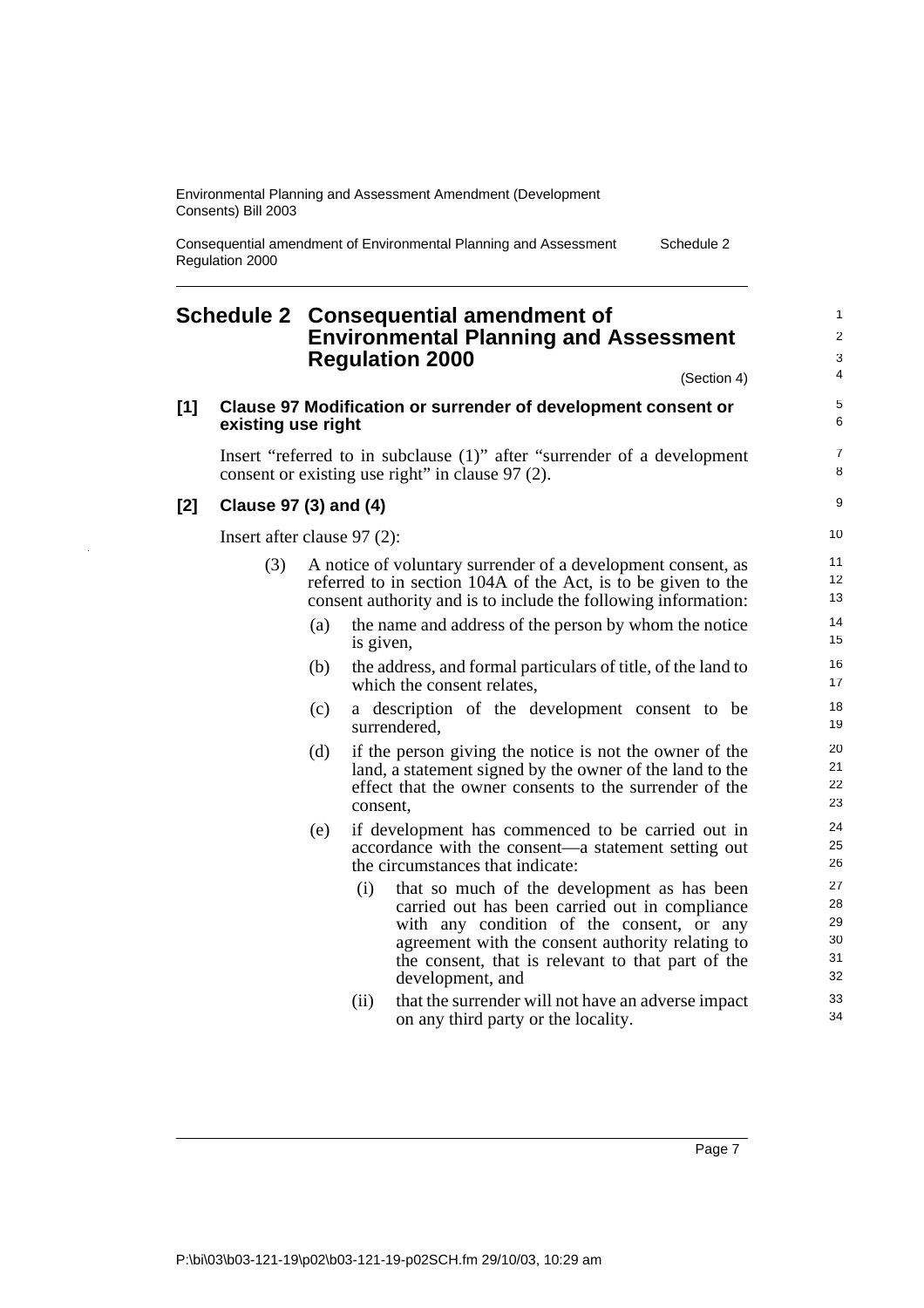## Schedule 2 Consequential amendment of Environmental Planning and Assessment Regulation 2000

(Section 4)

### [1] Clause 97 Modification or surrender of development consent or existing use right

Insert "referred to in subclause (1)" after "surrender of a development consent or existing use right" in clause 97 (2).

### [2] Clause 97 (3) and (4)

Insert after clause 97 (2):

(3) A notice of voluntary surrender of a development consent, as referred to in section 104A of the Act, is to be given to the consent authority and is to include the following information:

(a) the name and address of the person by whom the notice is given,

(b) the address, and formal particulars of title, of the land to which the consent relates,

(c) a description of the development consent to be surrendered,

(d) if the person giving the notice is not the owner of the land, a statement signed by the owner of the land to the effect that the owner consents to the surrender of the consent,

(e) if development has commenced to be carried out in accordance with the consent—a statement setting out the circumstances that indicate:

(i) that so much of the development as has been carried out has been carried out in compliance with any condition of the consent, or any agreement with the consent authority relating to the consent, that is relevant to that part of the development, and

(ii) that the surrender will not have an adverse impact on any third party or the locality.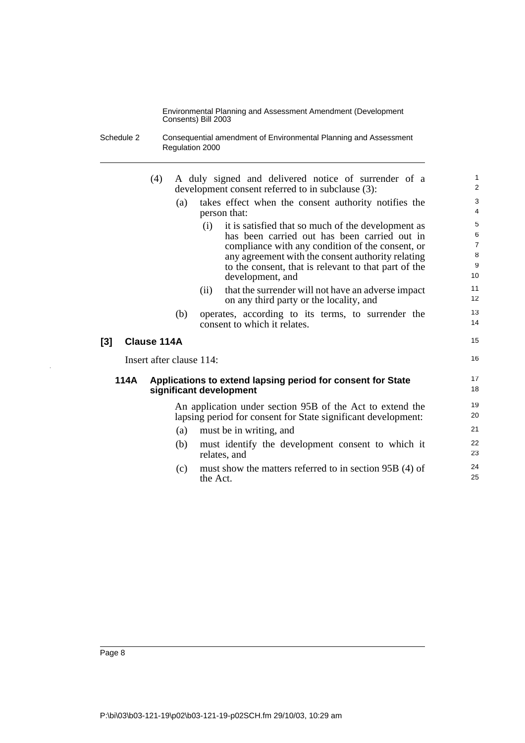(4) A duly signed and delivered notice of surrender of a development consent referred to in subclause (3):

(a) takes effect when the consent authority notifies the person that:

(i) it is satisfied that so much of the development as has been carried out has been carried out in compliance with any condition of the consent, or any agreement with the consent authority relating to the consent, that is relevant to that part of the development, and

(ii) that the surrender will not have an adverse impact on any third party or the locality, and

(b) operates, according to its terms, to surrender the consent to which it relates.

### [3] Clause 114A

Insert after clause 114:

#### 114A Applications to extend lapsing period for consent for State significant development

An application under section 95B of the Act to extend the lapsing period for consent for State significant development:

(a) must be in writing, and

(b) must identify the development consent to which it relates, and

(c) must show the matters referred to in section 95B (4) of the Act.